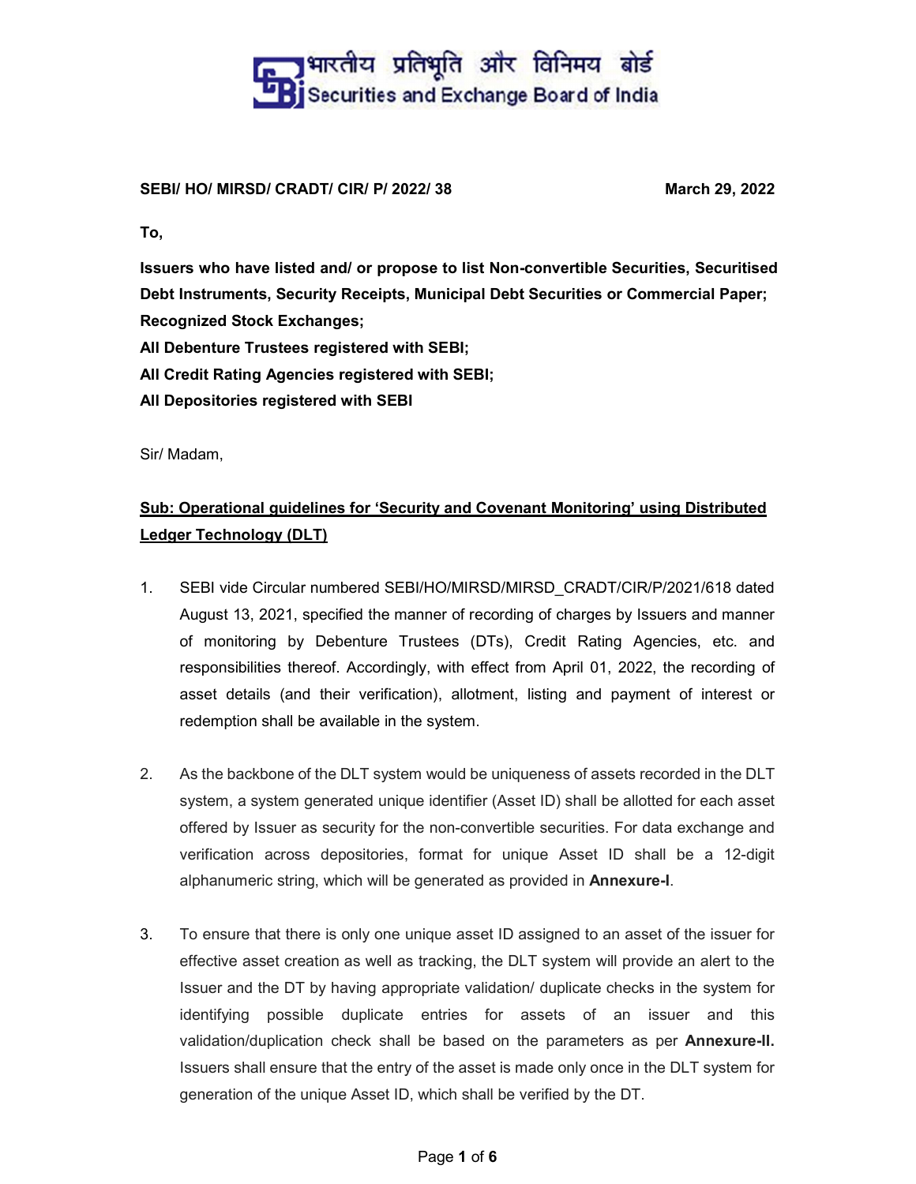भारतीय प्रतिभूति और विनिमय बोर्ड
Securities and Exchange Board of India

**SEBI/ HO/ MIRSD/ CRADT/ CIR/ P/ 2022/ 38** **March 29, 2022**

**To,**

**Issuers who have listed and/ or propose to list Non-convertible Securities, Securitised Debt Instruments, Security Receipts, Municipal Debt Securities or Commercial Paper;**
**Recognized Stock Exchanges;**
**All Debenture Trustees registered with SEBI;**
**All Credit Rating Agencies registered with SEBI;**
**All Depositories registered with SEBI**

Sir/ Madam,

**Sub: Operational guidelines for 'Security and Covenant Monitoring' using Distributed Ledger Technology (DLT)**

1. SEBI vide Circular numbered SEBI/HO/MIRSD/MIRSD_CRADT/CIR/P/2021/618 dated August 13, 2021, specified the manner of recording of charges by Issuers and manner of monitoring by Debenture Trustees (DTs), Credit Rating Agencies, etc. and responsibilities thereof. Accordingly, with effect from April 01, 2022, the recording of asset details (and their verification), allotment, listing and payment of interest or redemption shall be available in the system.

2. As the backbone of the DLT system would be uniqueness of assets recorded in the DLT system, a system generated unique identifier (Asset ID) shall be allotted for each asset offered by Issuer as security for the non-convertible securities. For data exchange and verification across depositories, format for unique Asset ID shall be a 12-digit alphanumeric string, which will be generated as provided in **Annexure-I**.

3. To ensure that there is only one unique asset ID assigned to an asset of the issuer for effective asset creation as well as tracking, the DLT system will provide an alert to the Issuer and the DT by having appropriate validation/ duplicate checks in the system for identifying possible duplicate entries for assets of an issuer and this validation/duplication check shall be based on the parameters as per **Annexure-II.** Issuers shall ensure that the entry of the asset is made only once in the DLT system for generation of the unique Asset ID, which shall be verified by the DT.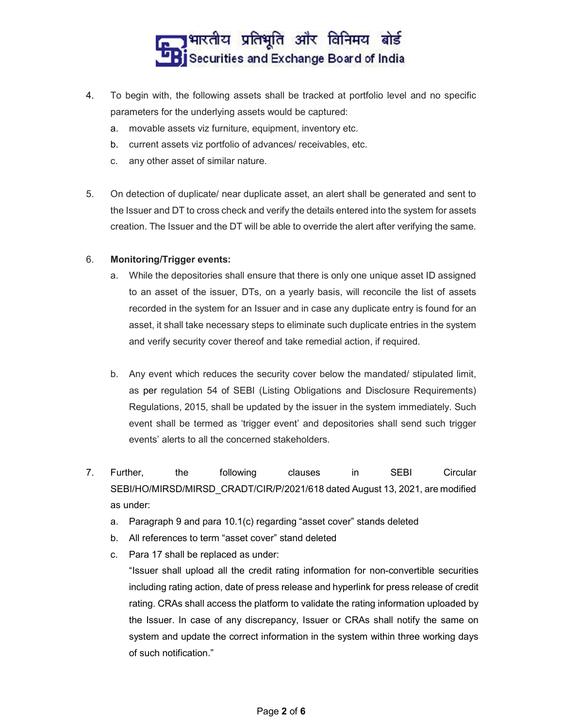4. To begin with, the following assets shall be tracked at portfolio level and no specific parameters for the underlying assets would be captured:
    a. movable assets viz furniture, equipment, inventory etc.
    b. current assets viz portfolio of advances/ receivables, etc.
    c. any other asset of similar nature.

5. On detection of duplicate/ near duplicate asset, an alert shall be generated and sent to the Issuer and DT to cross check and verify the details entered into the system for assets creation. The Issuer and the DT will be able to override the alert after verifying the same.

6. **Monitoring/Trigger events:**
    a. While the depositories shall ensure that there is only one unique asset ID assigned to an asset of the issuer, DTs, on a yearly basis, will reconcile the list of assets recorded in the system for an Issuer and in case any duplicate entry is found for an asset, it shall take necessary steps to eliminate such duplicate entries in the system and verify security cover thereof and take remedial action, if required.

    b. Any event which reduces the security cover below the mandated/ stipulated limit, as per regulation 54 of SEBI (Listing Obligations and Disclosure Requirements) Regulations, 2015, shall be updated by the issuer in the system immediately. Such event shall be termed as 'trigger event' and depositories shall send such trigger events' alerts to all the concerned stakeholders.

7. Further, the following clauses in SEBI Circular SEBI/HO/MIRSD/MIRSD_CRADT/CIR/P/2021/618 dated August 13, 2021, are modified as under:
    a. Paragraph 9 and para 10.1(c) regarding "asset cover" stands deleted
    b. All references to term "asset cover" stand deleted
    c. Para 17 shall be replaced as under:
    "Issuer shall upload all the credit rating information for non-convertible securities including rating action, date of press release and hyperlink for press release of credit rating. CRAs shall access the platform to validate the rating information uploaded by the Issuer. In case of any discrepancy, Issuer or CRAs shall notify the same on system and update the correct information in the system within three working days of such notification."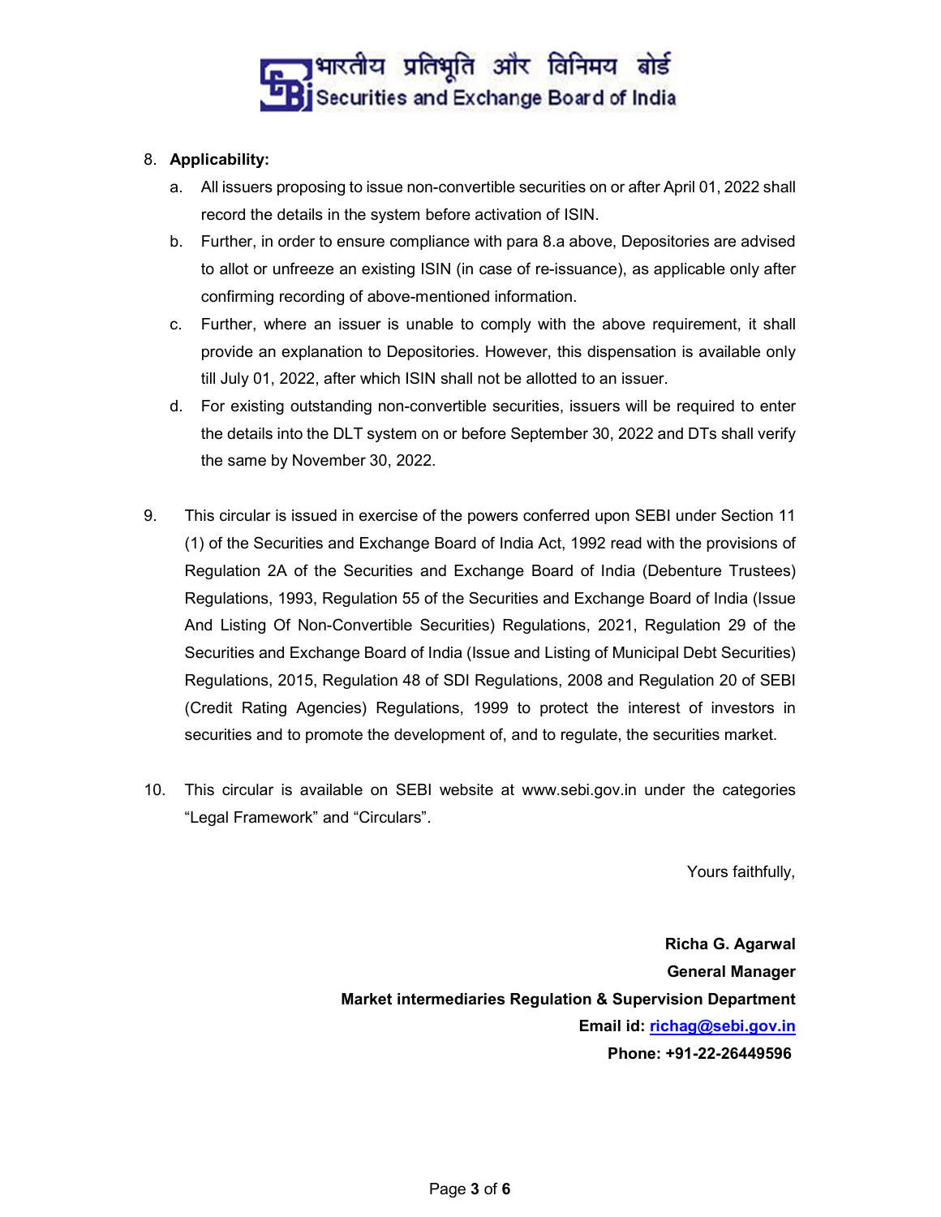8. **Applicability:**
   a. All issuers proposing to issue non-convertible securities on or after April 01, 2022 shall record the details in the system before activation of ISIN.
   b. Further, in order to ensure compliance with para 8.a above, Depositories are advised to allot or unfreeze an existing ISIN (in case of re-issuance), as applicable only after confirming recording of above-mentioned information.
   c. Further, where an issuer is unable to comply with the above requirement, it shall provide an explanation to Depositories. However, this dispensation is available only till July 01, 2022, after which ISIN shall not be allotted to an issuer.
   d. For existing outstanding non-convertible securities, issuers will be required to enter the details into the DLT system on or before September 30, 2022 and DTs shall verify the same by November 30, 2022.

9. This circular is issued in exercise of the powers conferred upon SEBI under Section 11 (1) of the Securities and Exchange Board of India Act, 1992 read with the provisions of Regulation 2A of the Securities and Exchange Board of India (Debenture Trustees) Regulations, 1993, Regulation 55 of the Securities and Exchange Board of India (Issue And Listing Of Non-Convertible Securities) Regulations, 2021, Regulation 29 of the Securities and Exchange Board of India (Issue and Listing of Municipal Debt Securities) Regulations, 2015, Regulation 48 of SDI Regulations, 2008 and Regulation 20 of SEBI (Credit Rating Agencies) Regulations, 1999 to protect the interest of investors in securities and to promote the development of, and to regulate, the securities market.

10. This circular is available on SEBI website at www.sebi.gov.in under the categories "Legal Framework" and "Circulars".

Yours faithfully,

**Richa G. Agarwal**
**General Manager**
**Market intermediaries Regulation & Supervision Department**
**Email id: richag@sebi.gov.in**
**Phone: +91-22-26449596**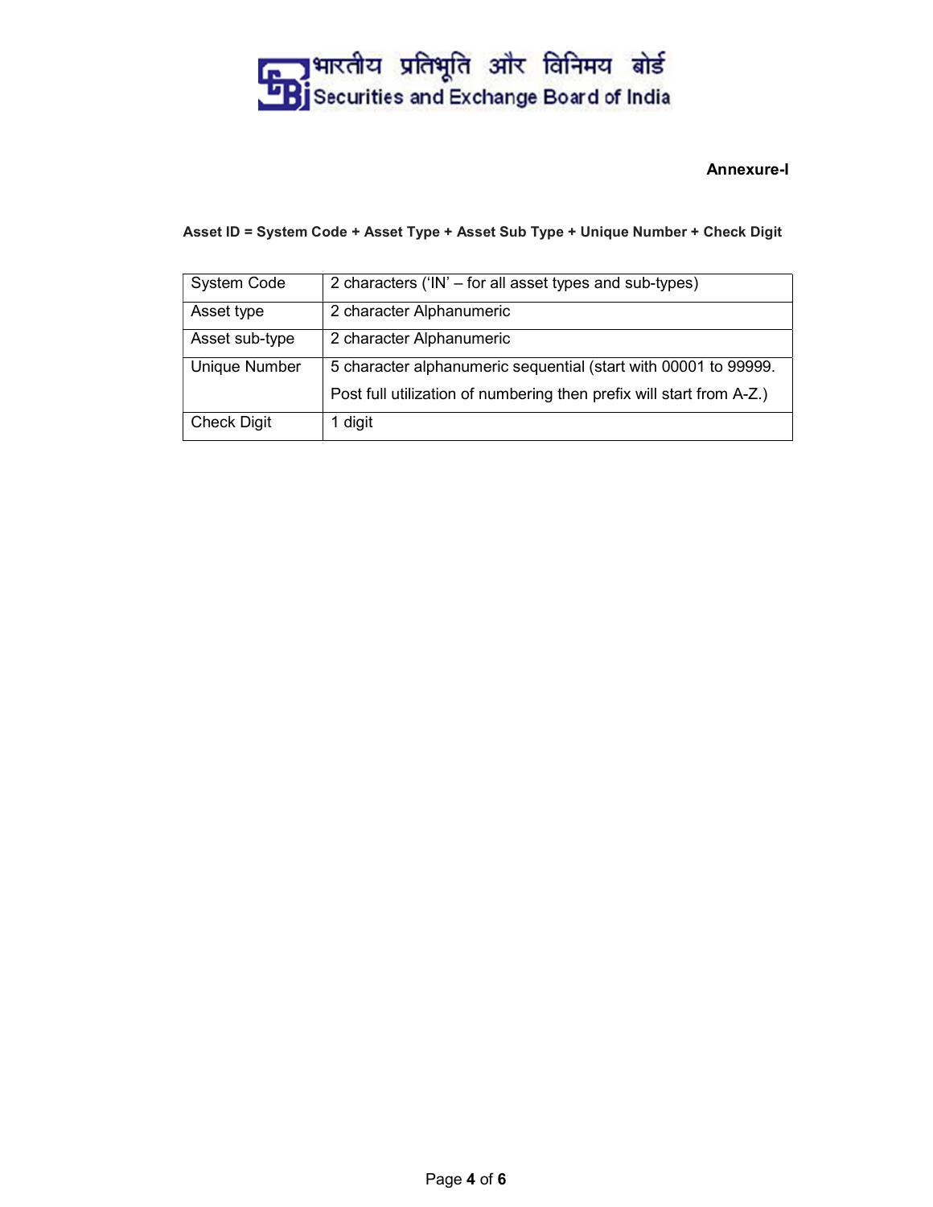**Annexure-I**

**Asset ID = System Code + Asset Type + Asset Sub Type + Unique Number + Check Digit**

| System Code | 2 characters ('IN' – for all asset types and sub-types) |
|---|---|
| Asset type | 2 character Alphanumeric |
| Asset sub-type | 2 character Alphanumeric |
| Unique Number | 5 character alphanumeric sequential (start with 00001 to 99999. Post full utilization of numbering then prefix will start from A-Z.) |
| Check Digit | 1 digit |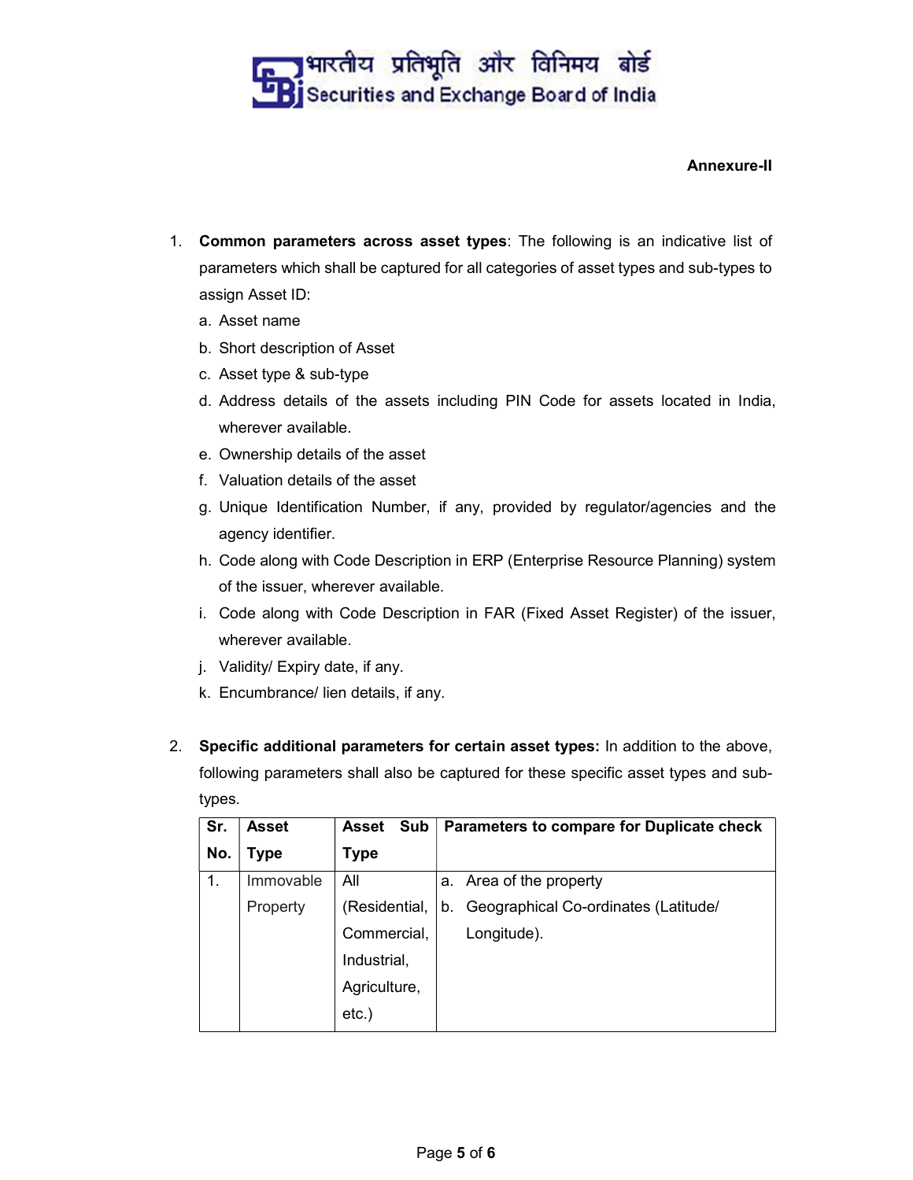**Annexure-II**

1. **Common parameters across asset types**: The following is an indicative list of parameters which shall be captured for all categories of asset types and sub-types to assign Asset ID:
   a. Asset name
   b. Short description of Asset
   c. Asset type & sub-type
   d. Address details of the assets including PIN Code for assets located in India, wherever available.
   e. Ownership details of the asset
   f. Valuation details of the asset
   g. Unique Identification Number, if any, provided by regulator/agencies and the agency identifier.
   h. Code along with Code Description in ERP (Enterprise Resource Planning) system of the issuer, wherever available.
   i. Code along with Code Description in FAR (Fixed Asset Register) of the issuer, wherever available.
   j. Validity/ Expiry date, if any.
   k. Encumbrance/ lien details, if any.

2. **Specific additional parameters for certain asset types:** In addition to the above, following parameters shall also be captured for these specific asset types and sub-types.

| Sr. No. | Asset Type | Asset Sub Type | Parameters to compare for Duplicate check |
|---|---|---|---|
| 1. | Immovable Property | All (Residential, Commercial, Industrial, Agriculture, etc.) | a. Area of the property<br>b. Geographical Co-ordinates (Latitude/ Longitude). |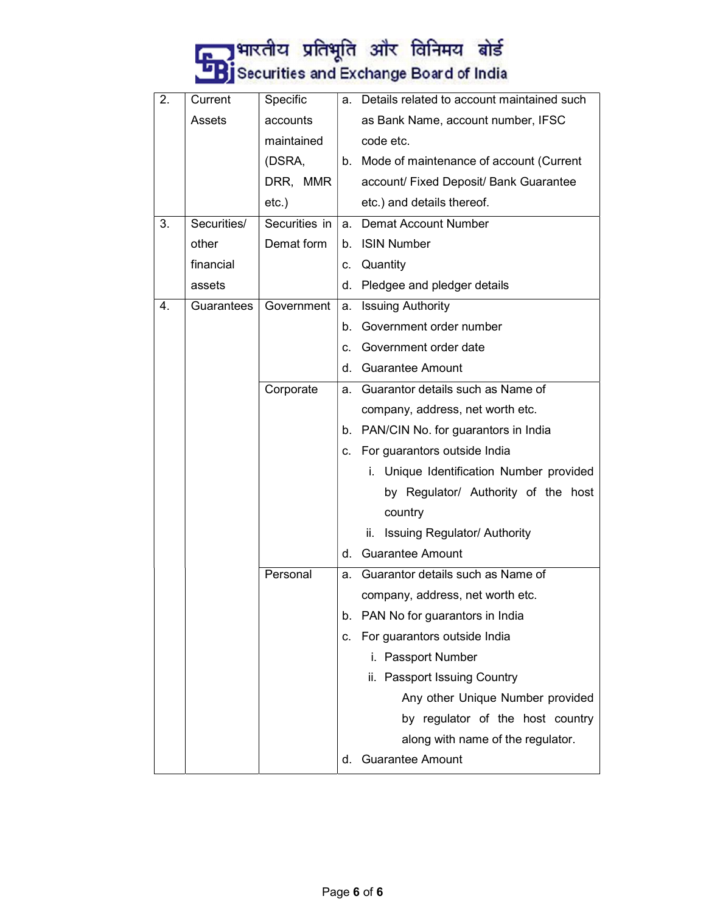| | | | |
|---|---|---|---|
| 2. | Current Assets | Specific accounts maintained (DSRA, DRR, MMR etc.) | a. Details related to account maintained such as Bank Name, account number, IFSC code etc.<br>b. Mode of maintenance of account (Current account/ Fixed Deposit/ Bank Guarantee etc.) and details thereof. |
| 3. | Securities/ other financial assets | Securities in Demat form | a. Demat Account Number<br>b. ISIN Number<br>c. Quantity<br>d. Pledgee and pledger details |
| 4. | Guarantees | Government | a. Issuing Authority<br>b. Government order number<br>c. Government order date<br>d. Guarantee Amount |
| | | Corporate | a. Guarantor details such as Name of company, address, net worth etc.<br>b. PAN/CIN No. for guarantors in India<br>c. For guarantors outside India<br>i. Unique Identification Number provided by Regulator/ Authority of the host country<br>ii. Issuing Regulator/ Authority<br>d. Guarantee Amount |
| | | Personal | a. Guarantor details such as Name of company, address, net worth etc.<br>b. PAN No for guarantors in India<br>c. For guarantors outside India<br>i. Passport Number<br>ii. Passport Issuing Country<br>Any other Unique Number provided by regulator of the host country along with name of the regulator.<br>d. Guarantee Amount |